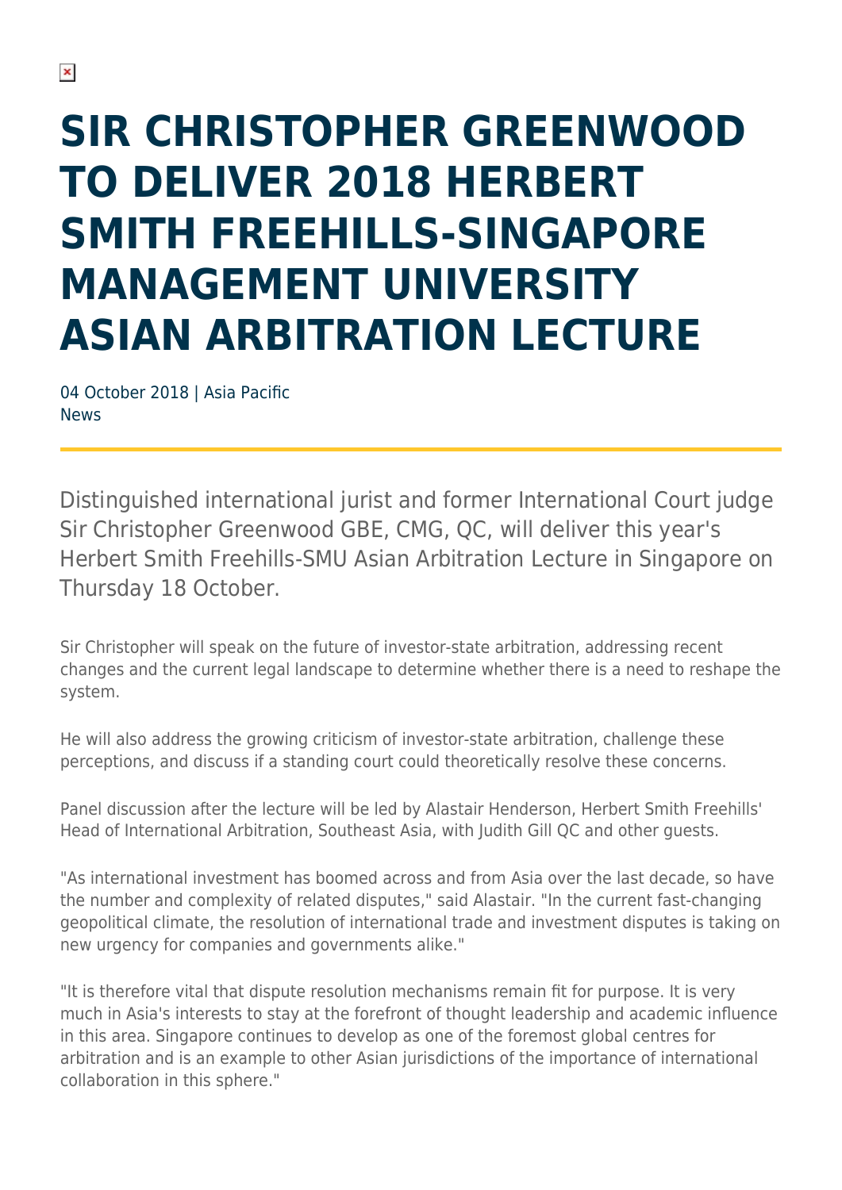# SIR CHRISTOPHER GREENWOOD TO DELIVER 2018 HERBERT SMITH FREEHILLS-SINGAPORE MANAGEMENT UNIVERSITY ASIAN ARBITRATION LECTURE

04 October 2018 | Asia Pacific
News

Distinguished international jurist and former International Court judge Sir Christopher Greenwood GBE, CMG, QC, will deliver this year's Herbert Smith Freehills-SMU Asian Arbitration Lecture in Singapore on Thursday 18 October.

Sir Christopher will speak on the future of investor-state arbitration, addressing recent changes and the current legal landscape to determine whether there is a need to reshape the system.

He will also address the growing criticism of investor-state arbitration, challenge these perceptions, and discuss if a standing court could theoretically resolve these concerns.

Panel discussion after the lecture will be led by Alastair Henderson, Herbert Smith Freehills' Head of International Arbitration, Southeast Asia, with Judith Gill QC and other guests.

"As international investment has boomed across and from Asia over the last decade, so have the number and complexity of related disputes," said Alastair. "In the current fast-changing geopolitical climate, the resolution of international trade and investment disputes is taking on new urgency for companies and governments alike."

"It is therefore vital that dispute resolution mechanisms remain fit for purpose. It is very much in Asia's interests to stay at the forefront of thought leadership and academic influence in this area. Singapore continues to develop as one of the foremost global centres for arbitration and is an example to other Asian jurisdictions of the importance of international collaboration in this sphere."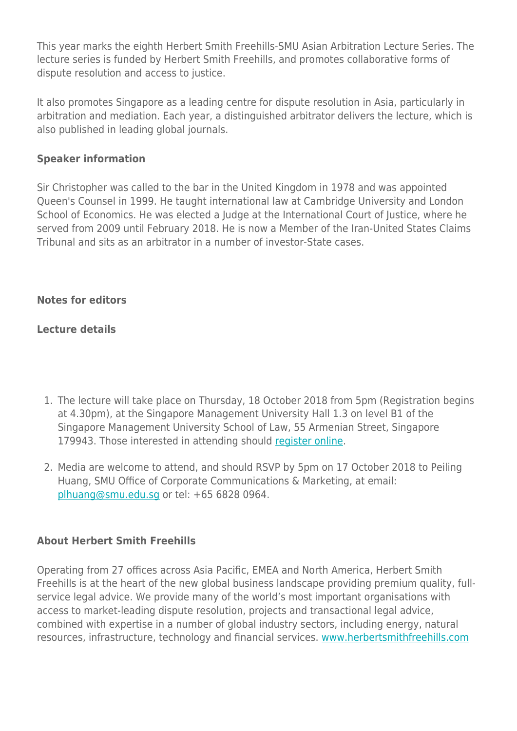This year marks the eighth Herbert Smith Freehills-SMU Asian Arbitration Lecture Series. The lecture series is funded by Herbert Smith Freehills, and promotes collaborative forms of dispute resolution and access to justice.

It also promotes Singapore as a leading centre for dispute resolution in Asia, particularly in arbitration and mediation. Each year, a distinguished arbitrator delivers the lecture, which is also published in leading global journals.

**Speaker information**

Sir Christopher was called to the bar in the United Kingdom in 1978 and was appointed Queen's Counsel in 1999. He taught international law at Cambridge University and London School of Economics. He was elected a Judge at the International Court of Justice, where he served from 2009 until February 2018. He is now a Member of the Iran-United States Claims Tribunal and sits as an arbitrator in a number of investor-State cases.

**Notes for editors**

**Lecture details**

1. The lecture will take place on Thursday, 18 October 2018 from 5pm (Registration begins at 4.30pm), at the Singapore Management University Hall 1.3 on level B1 of the Singapore Management University School of Law, 55 Armenian Street, Singapore 179943. Those interested in attending should register online.

2. Media are welcome to attend, and should RSVP by 5pm on 17 October 2018 to Peiling Huang, SMU Office of Corporate Communications & Marketing, at email: plhuang@smu.edu.sg or tel: +65 6828 0964.

**About Herbert Smith Freehills**

Operating from 27 offices across Asia Pacific, EMEA and North America, Herbert Smith Freehills is at the heart of the new global business landscape providing premium quality, full-service legal advice. We provide many of the world's most important organisations with access to market-leading dispute resolution, projects and transactional legal advice, combined with expertise in a number of global industry sectors, including energy, natural resources, infrastructure, technology and financial services. www.herbertsmithfreehills.com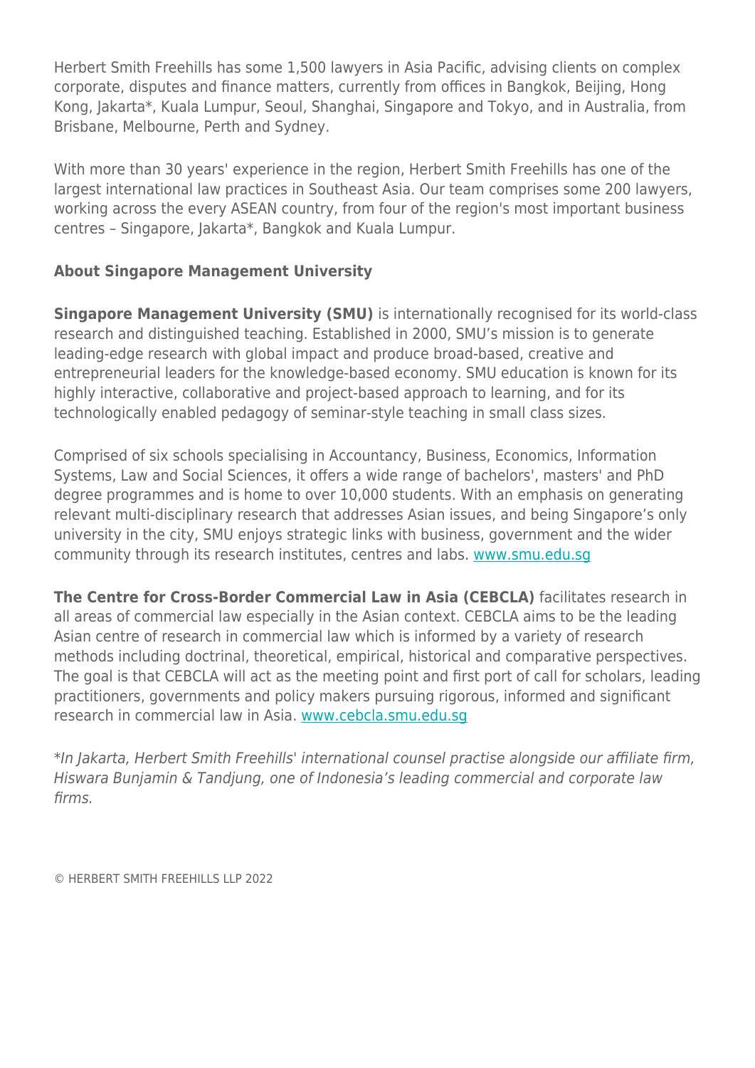Herbert Smith Freehills has some 1,500 lawyers in Asia Pacific, advising clients on complex corporate, disputes and finance matters, currently from offices in Bangkok, Beijing, Hong Kong, Jakarta*, Kuala Lumpur, Seoul, Shanghai, Singapore and Tokyo, and in Australia, from Brisbane, Melbourne, Perth and Sydney.

With more than 30 years' experience in the region, Herbert Smith Freehills has one of the largest international law practices in Southeast Asia. Our team comprises some 200 lawyers, working across the every ASEAN country, from four of the region's most important business centres – Singapore, Jakarta*, Bangkok and Kuala Lumpur.

### About Singapore Management University

**Singapore Management University (SMU)** is internationally recognised for its world-class research and distinguished teaching. Established in 2000, SMU's mission is to generate leading-edge research with global impact and produce broad-based, creative and entrepreneurial leaders for the knowledge-based economy. SMU education is known for its highly interactive, collaborative and project-based approach to learning, and for its technologically enabled pedagogy of seminar-style teaching in small class sizes.

Comprised of six schools specialising in Accountancy, Business, Economics, Information Systems, Law and Social Sciences, it offers a wide range of bachelors', masters' and PhD degree programmes and is home to over 10,000 students. With an emphasis on generating relevant multi-disciplinary research that addresses Asian issues, and being Singapore's only university in the city, SMU enjoys strategic links with business, government and the wider community through its research institutes, centres and labs. [www.smu.edu.sg](http://www.smu.edu.sg)

**The Centre for Cross-Border Commercial Law in Asia (CEBCLA)** facilitates research in all areas of commercial law especially in the Asian context. CEBCLA aims to be the leading Asian centre of research in commercial law which is informed by a variety of research methods including doctrinal, theoretical, empirical, historical and comparative perspectives. The goal is that CEBCLA will act as the meeting point and first port of call for scholars, leading practitioners, governments and policy makers pursuing rigorous, informed and significant research in commercial law in Asia. [www.cebcla.smu.edu.sg](http://www.cebcla.smu.edu.sg)

**In Jakarta, Herbert Smith Freehills' international counsel practise alongside our affiliate firm, Hiswara Bunjamin & Tandjung, one of Indonesia's leading commercial and corporate law firms.*

© HERBERT SMITH FREEHILLS LLP 2022